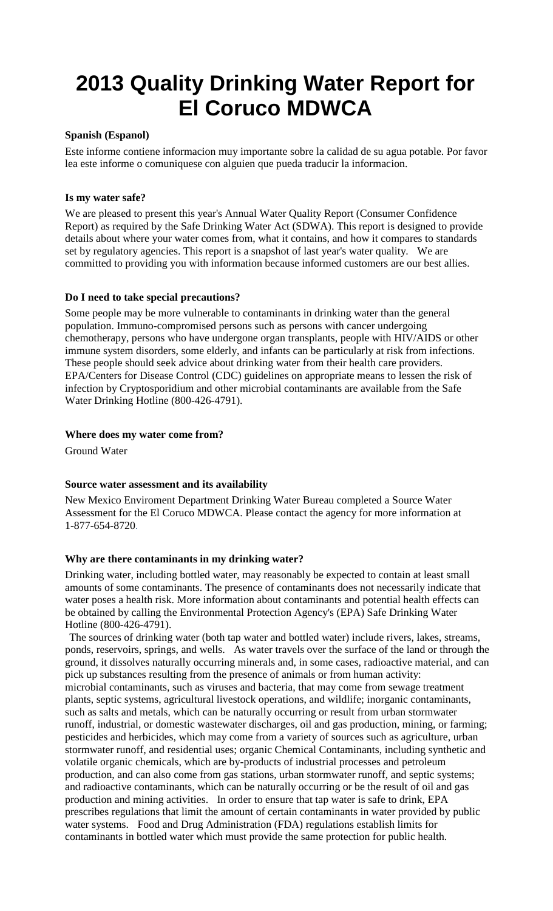# 2013 Quality Drinking Water Report for El Coruco MDWCA

**Spanish (Espanol)**

Este informe contiene informacion muy importante sobre la calidad de su agua potable. Por favor lea este informe o comuniquese con alguien que pueda traducir la informacion.

**Is my water safe?**

We are pleased to present this year's Annual Water Quality Report (Consumer Confidence Report) as required by the Safe Drinking Water Act (SDWA). This report is designed to provide details about where your water comes from, what it contains, and how it compares to standards set by regulatory agencies. This report is a snapshot of last year's water quality. We are committed to providing you with information because informed customers are our best allies.

**Do I need to take special precautions?**

Some people may be more vulnerable to contaminants in drinking water than the general population. Immuno-compromised persons such as persons with cancer undergoing chemotherapy, persons who have undergone organ transplants, people with HIV/AIDS or other immune system disorders, some elderly, and infants can be particularly at risk from infections. These people should seek advice about drinking water from their health care providers. EPA/Centers for Disease Control (CDC) guidelines on appropriate means to lessen the risk of infection by Cryptosporidium and other microbial contaminants are available from the Safe Water Drinking Hotline (800-426-4791).

**Where does my water come from?**

Ground Water

**Source water assessment and its availability**

New Mexico Enviroment Department Drinking Water Bureau completed a Source Water Assessment for the El Coruco MDWCA. Please contact the agency for more information at 1-877-654-8720.

**Why are there contaminants in my drinking water?**

Drinking water, including bottled water, may reasonably be expected to contain at least small amounts of some contaminants. The presence of contaminants does not necessarily indicate that water poses a health risk. More information about contaminants and potential health effects can be obtained by calling the Environmental Protection Agency's (EPA) Safe Drinking Water Hotline (800-426-4791).

The sources of drinking water (both tap water and bottled water) include rivers, lakes, streams, ponds, reservoirs, springs, and wells. As water travels over the surface of the land or through the ground, it dissolves naturally occurring minerals and, in some cases, radioactive material, and can pick up substances resulting from the presence of animals or from human activity: microbial contaminants, such as viruses and bacteria, that may come from sewage treatment plants, septic systems, agricultural livestock operations, and wildlife; inorganic contaminants, such as salts and metals, which can be naturally occurring or result from urban stormwater runoff, industrial, or domestic wastewater discharges, oil and gas production, mining, or farming; pesticides and herbicides, which may come from a variety of sources such as agriculture, urban stormwater runoff, and residential uses; organic Chemical Contaminants, including synthetic and volatile organic chemicals, which are by-products of industrial processes and petroleum production, and can also come from gas stations, urban stormwater runoff, and septic systems; and radioactive contaminants, which can be naturally occurring or be the result of oil and gas production and mining activities. In order to ensure that tap water is safe to drink, EPA prescribes regulations that limit the amount of certain contaminants in water provided by public water systems. Food and Drug Administration (FDA) regulations establish limits for contaminants in bottled water which must provide the same protection for public health.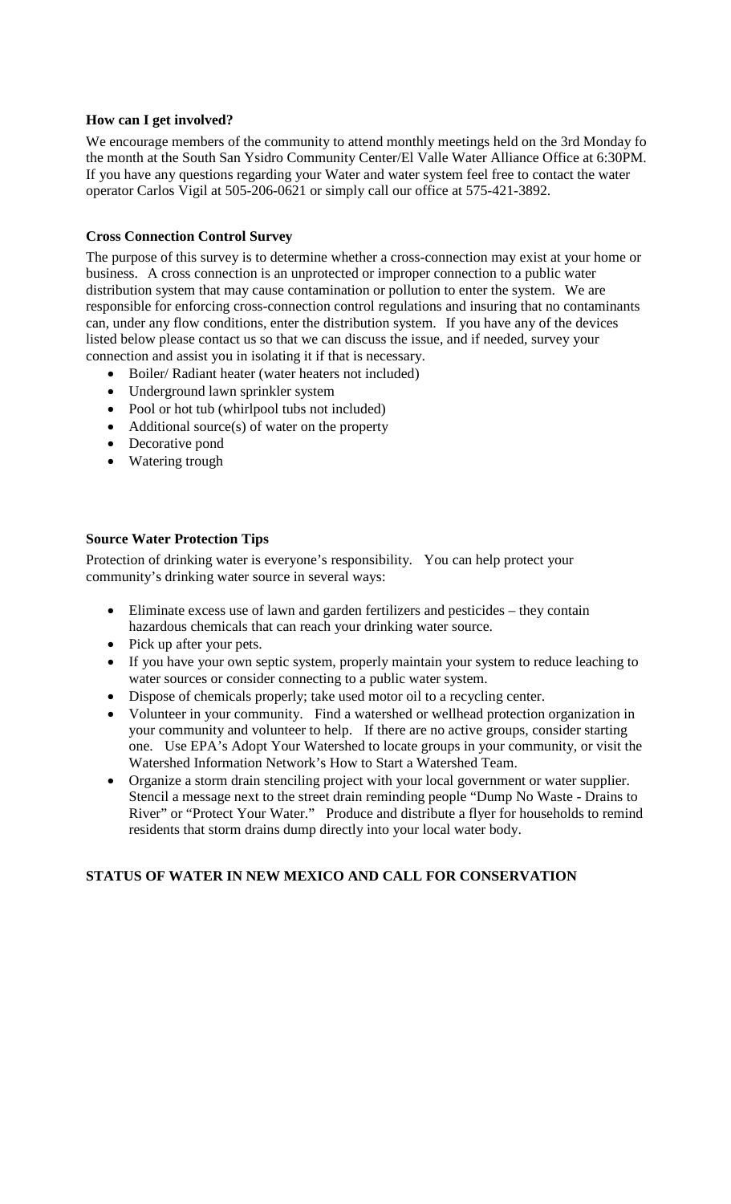**How can I get involved?**

We encourage members of the community to attend monthly meetings held on the 3rd Monday fo the month at the South San Ysidro Community Center/El Valle Water Alliance Office at 6:30PM. If you have any questions regarding your Water and water system feel free to contact the water operator Carlos Vigil at 505-206-0621 or simply call our office at 575-421-3892.

**Cross Connection Control Survey**

The purpose of this survey is to determine whether a cross-connection may exist at your home or business. A cross connection is an unprotected or improper connection to a public water distribution system that may cause contamination or pollution to enter the system. We are responsible for enforcing cross-connection control regulations and insuring that no contaminants can, under any flow conditions, enter the distribution system. If you have any of the devices listed below please contact us so that we can discuss the issue, and if needed, survey your connection and assist you in isolating it if that is necessary.

- Boiler/ Radiant heater (water heaters not included)
- Underground lawn sprinkler system
- Pool or hot tub (whirlpool tubs not included)
- Additional source(s) of water on the property
- Decorative pond
- Watering trough

**Source Water Protection Tips**

Protection of drinking water is everyone's responsibility. You can help protect your community's drinking water source in several ways:

- Eliminate excess use of lawn and garden fertilizers and pesticides – they contain hazardous chemicals that can reach your drinking water source.
- Pick up after your pets.
- If you have your own septic system, properly maintain your system to reduce leaching to water sources or consider connecting to a public water system.
- Dispose of chemicals properly; take used motor oil to a recycling center.
- Volunteer in your community. Find a watershed or wellhead protection organization in your community and volunteer to help. If there are no active groups, consider starting one. Use EPA's Adopt Your Watershed to locate groups in your community, or visit the Watershed Information Network's How to Start a Watershed Team.
- Organize a storm drain stenciling project with your local government or water supplier. Stencil a message next to the street drain reminding people "Dump No Waste - Drains to River" or "Protect Your Water." Produce and distribute a flyer for households to remind residents that storm drains dump directly into your local water body.

**STATUS OF WATER IN NEW MEXICO AND CALL FOR CONSERVATION**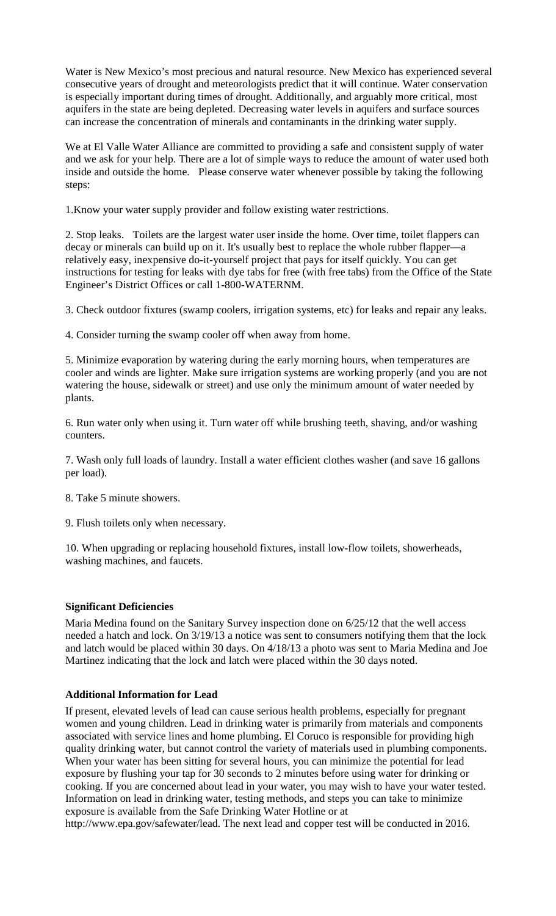Water is New Mexico's most precious and natural resource. New Mexico has experienced several consecutive years of drought and meteorologists predict that it will continue. Water conservation is especially important during times of drought. Additionally, and arguably more critical, most aquifers in the state are being depleted. Decreasing water levels in aquifers and surface sources can increase the concentration of minerals and contaminants in the drinking water supply.

We at El Valle Water Alliance are committed to providing a safe and consistent supply of water and we ask for your help. There are a lot of simple ways to reduce the amount of water used both inside and outside the home. Please conserve water whenever possible by taking the following steps:

1.Know your water supply provider and follow existing water restrictions.

2. Stop leaks. Toilets are the largest water user inside the home. Over time, toilet flappers can decay or minerals can build up on it. It's usually best to replace the whole rubber flapper—a relatively easy, inexpensive do-it-yourself project that pays for itself quickly. You can get instructions for testing for leaks with dye tabs for free (with free tabs) from the Office of the State Engineer's District Offices or call 1-800-WATERNM.

3. Check outdoor fixtures (swamp coolers, irrigation systems, etc) for leaks and repair any leaks.

4. Consider turning the swamp cooler off when away from home.

5. Minimize evaporation by watering during the early morning hours, when temperatures are cooler and winds are lighter. Make sure irrigation systems are working properly (and you are not watering the house, sidewalk or street) and use only the minimum amount of water needed by plants.

6. Run water only when using it. Turn water off while brushing teeth, shaving, and/or washing counters.

7. Wash only full loads of laundry. Install a water efficient clothes washer (and save 16 gallons per load).

8. Take 5 minute showers.

9. Flush toilets only when necessary.

10. When upgrading or replacing household fixtures, install low-flow toilets, showerheads, washing machines, and faucets.

**Significant Deficiencies**

Maria Medina found on the Sanitary Survey inspection done on 6/25/12 that the well access needed a hatch and lock. On 3/19/13 a notice was sent to consumers notifying them that the lock and latch would be placed within 30 days. On 4/18/13 a photo was sent to Maria Medina and Joe Martinez indicating that the lock and latch were placed within the 30 days noted.

**Additional Information for Lead**

If present, elevated levels of lead can cause serious health problems, especially for pregnant women and young children. Lead in drinking water is primarily from materials and components associated with service lines and home plumbing. El Coruco is responsible for providing high quality drinking water, but cannot control the variety of materials used in plumbing components. When your water has been sitting for several hours, you can minimize the potential for lead exposure by flushing your tap for 30 seconds to 2 minutes before using water for drinking or cooking. If you are concerned about lead in your water, you may wish to have your water tested. Information on lead in drinking water, testing methods, and steps you can take to minimize exposure is available from the Safe Drinking Water Hotline or at http://www.epa.gov/safewater/lead. The next lead and copper test will be conducted in 2016.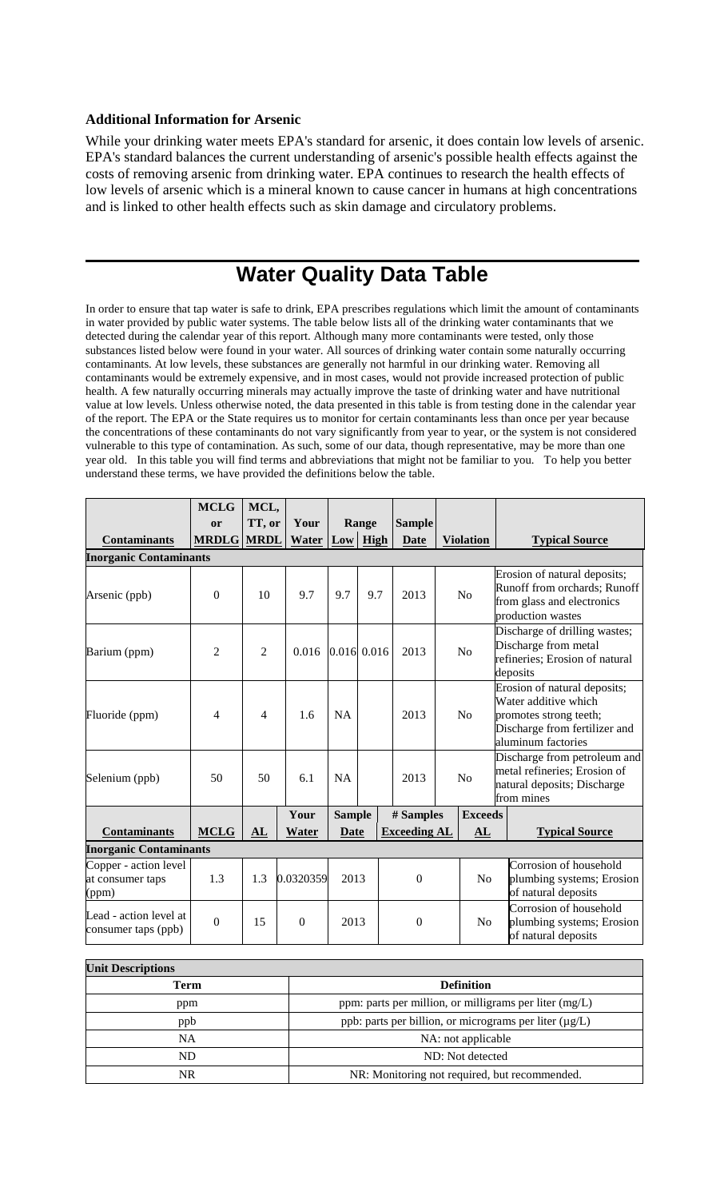**Additional Information for Arsenic**

While your drinking water meets EPA's standard for arsenic, it does contain low levels of arsenic. EPA's standard balances the current understanding of arsenic's possible health effects against the costs of removing arsenic from drinking water. EPA continues to research the health effects of low levels of arsenic which is a mineral known to cause cancer in humans at high concentrations and is linked to other health effects such as skin damage and circulatory problems.

# Water Quality Data Table

In order to ensure that tap water is safe to drink, EPA prescribes regulations which limit the amount of contaminants in water provided by public water systems. The table below lists all of the drinking water contaminants that we detected during the calendar year of this report. Although many more contaminants were tested, only those substances listed below were found in your water. All sources of drinking water contain some naturally occurring contaminants. At low levels, these substances are generally not harmful in our drinking water. Removing all contaminants would be extremely expensive, and in most cases, would not provide increased protection of public health. A few naturally occurring minerals may actually improve the taste of drinking water and have nutritional value at low levels. Unless otherwise noted, the data presented in this table is from testing done in the calendar year of the report. The EPA or the State requires us to monitor for certain contaminants less than once per year because the concentrations of these contaminants do not vary significantly from year to year, or the system is not considered vulnerable to this type of contamination. As such, some of our data, though representative, may be more than one year old. In this table you will find terms and abbreviations that might not be familiar to you. To help you better understand these terms, we have provided the definitions below the table.

| Contaminants | MCLG or MRDLG | MCL, TT, or MRDL | Your Water | Range Low | Range High | Sample Date | Violation | Typical Source |
|---|---|---|---|---|---|---|---|---|
| **Inorganic Contaminants** | | | | | | | | |
| Arsenic (ppb) | 0 | 10 | 9.7 | 9.7 | 9.7 | 2013 | No | Erosion of natural deposits; Runoff from orchards; Runoff from glass and electronics production wastes |
| Barium (ppm) | 2 | 2 | 0.016 | 0.016 | 0.016 | 2013 | No | Discharge of drilling wastes; Discharge from metal refineries; Erosion of natural deposits |
| Fluoride (ppm) | 4 | 4 | 1.6 | NA | | 2013 | No | Erosion of natural deposits; Water additive which promotes strong teeth; Discharge from fertilizer and aluminum factories |
| Selenium (ppb) | 50 | 50 | 6.1 | NA | | 2013 | No | Discharge from petroleum and metal refineries; Erosion of natural deposits; Discharge from mines |

| Contaminants | MCLG | AL | Your Water | Sample Date | # Samples Exceeding AL | Exceeds AL | Typical Source |
|---|---|---|---|---|---|---|---|
| **Inorganic Contaminants** | | | | | | | |
| Copper - action level at consumer taps (ppm) | 1.3 | 1.3 | 0.0320359 | 2013 | 0 | No | Corrosion of household plumbing systems; Erosion of natural deposits |
| Lead - action level at consumer taps (ppb) | 0 | 15 | 0 | 2013 | 0 | No | Corrosion of household plumbing systems; Erosion of natural deposits |

| **Unit Descriptions** | |
|---|---|
| **Term** | **Definition** |
| ppm | ppm: parts per million, or milligrams per liter (mg/L) |
| ppb | ppb: parts per billion, or micrograms per liter (μg/L) |
| NA | NA: not applicable |
| ND | ND: Not detected |
| NR | NR: Monitoring not required, but recommended. |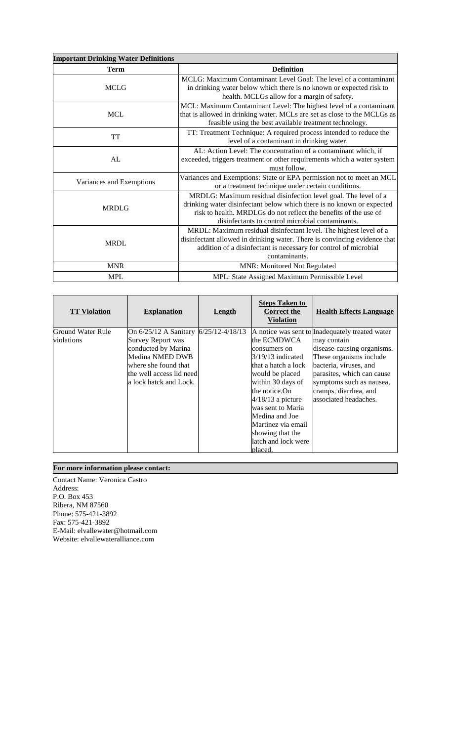| Important Drinking Water Definitions | |
|---|---|
| **Term** | **Definition** |
| MCLG | MCLG: Maximum Contaminant Level Goal: The level of a contaminant in drinking water below which there is no known or expected risk to health. MCLGs allow for a margin of safety. |
| MCL | MCL: Maximum Contaminant Level: The highest level of a contaminant that is allowed in drinking water. MCLs are set as close to the MCLGs as feasible using the best available treatment technology. |
| TT | TT: Treatment Technique: A required process intended to reduce the level of a contaminant in drinking water. |
| AL | AL: Action Level: The concentration of a contaminant which, if exceeded, triggers treatment or other requirements which a water system must follow. |
| Variances and Exemptions | Variances and Exemptions: State or EPA permission not to meet an MCL or a treatment technique under certain conditions. |
| MRDLG | MRDLG: Maximum residual disinfection level goal. The level of a drinking water disinfectant below which there is no known or expected risk to health. MRDLGs do not reflect the benefits of the use of disinfectants to control microbial contaminants. |
| MRDL | MRDL: Maximum residual disinfectant level. The highest level of a disinfectant allowed in drinking water. There is convincing evidence that addition of a disinfectant is necessary for control of microbial contaminants. |
| MNR | MNR: Monitored Not Regulated |
| MPL | MPL: State Assigned Maximum Permissible Level |

| TT Violation | Explanation | Length | Steps Taken to Correct the Violation | Health Effects Language |
|---|---|---|---|---|
| Ground Water Rule violations | On 6/25/12 A Sanitary Survey Report was conducted by Marina Medina NMED DWB where she found that the well access lid need a lock hatck and Lock. | 6/25/12-4/18/13 | A notice was sent to the ECMDWCA consumers on 3/19/13 indicated that a hatch a lock would be placed within 30 days of the notice.On 4/18/13 a picture was sent to Maria Medina and Joe Martinez via email showing that the latch and lock were placed. | Inadequately treated water may contain disease-causing organisms. These organisms include bacteria, viruses, and parasites, which can cause symptoms such as nausea, cramps, diarrhea, and associated headaches. |

**For more information please contact:**

Contact Name: Veronica Castro
Address:
P.O. Box 453
Ribera, NM 87560
Phone: 575-421-3892
Fax: 575-421-3892
E-Mail: elvallewater@hotmail.com
Website: elvallewateralliance.com